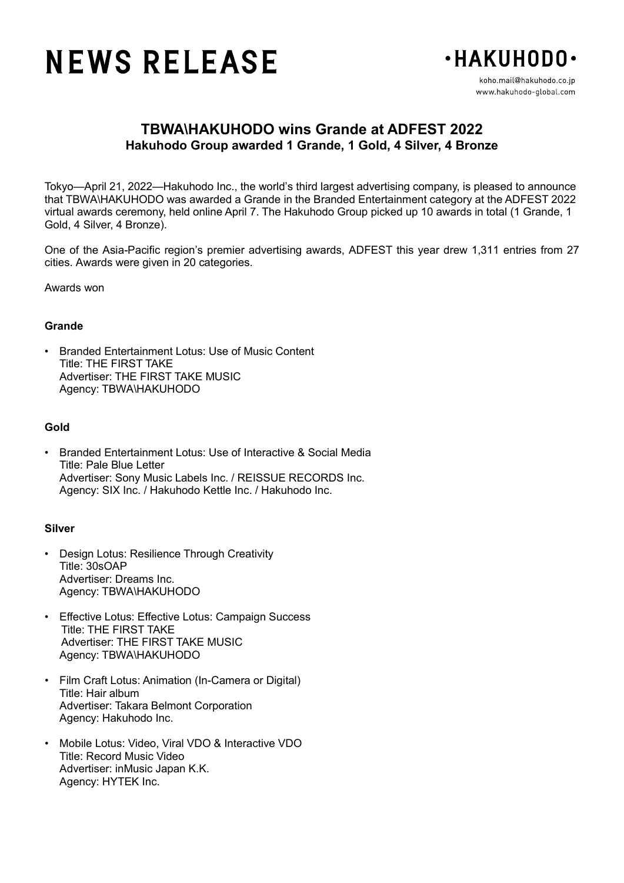# NEWS RELEASE

·HAKUHODO·

koho.mail@hakuhodo.co.jp
www.hakuhodo-global.com

## TBWA\HAKUHODO wins Grande at ADFEST 2022
### Hakuhodo Group awarded 1 Grande, 1 Gold, 4 Silver, 4 Bronze

Tokyo—April 21, 2022—Hakuhodo Inc., the world's third largest advertising company, is pleased to announce that TBWA\HAKUHODO was awarded a Grande in the Branded Entertainment category at the ADFEST 2022 virtual awards ceremony, held online April 7. The Hakuhodo Group picked up 10 awards in total (1 Grande, 1 Gold, 4 Silver, 4 Bronze).

One of the Asia-Pacific region's premier advertising awards, ADFEST this year drew 1,311 entries from 27 cities. Awards were given in 20 categories.

Awards won

**Grande**

- Branded Entertainment Lotus: Use of Music Content
  Title: THE FIRST TAKE
  Advertiser: THE FIRST TAKE MUSIC
  Agency: TBWA\HAKUHODO

**Gold**

- Branded Entertainment Lotus: Use of Interactive & Social Media
  Title: Pale Blue Letter
  Advertiser: Sony Music Labels Inc. / REISSUE RECORDS Inc.
  Agency: SIX Inc. / Hakuhodo Kettle Inc. / Hakuhodo Inc.

**Silver**

- Design Lotus: Resilience Through Creativity
  Title: 30sOAP
  Advertiser: Dreams Inc.
  Agency: TBWA\HAKUHODO

- Effective Lotus: Effective Lotus: Campaign Success
  Title: THE FIRST TAKE
  Advertiser: THE FIRST TAKE MUSIC
  Agency: TBWA\HAKUHODO

- Film Craft Lotus: Animation (In-Camera or Digital)
  Title: Hair album
  Advertiser: Takara Belmont Corporation
  Agency: Hakuhodo Inc.

- Mobile Lotus: Video, Viral VDO & Interactive VDO
  Title: Record Music Video
  Advertiser: inMusic Japan K.K.
  Agency: HYTEK Inc.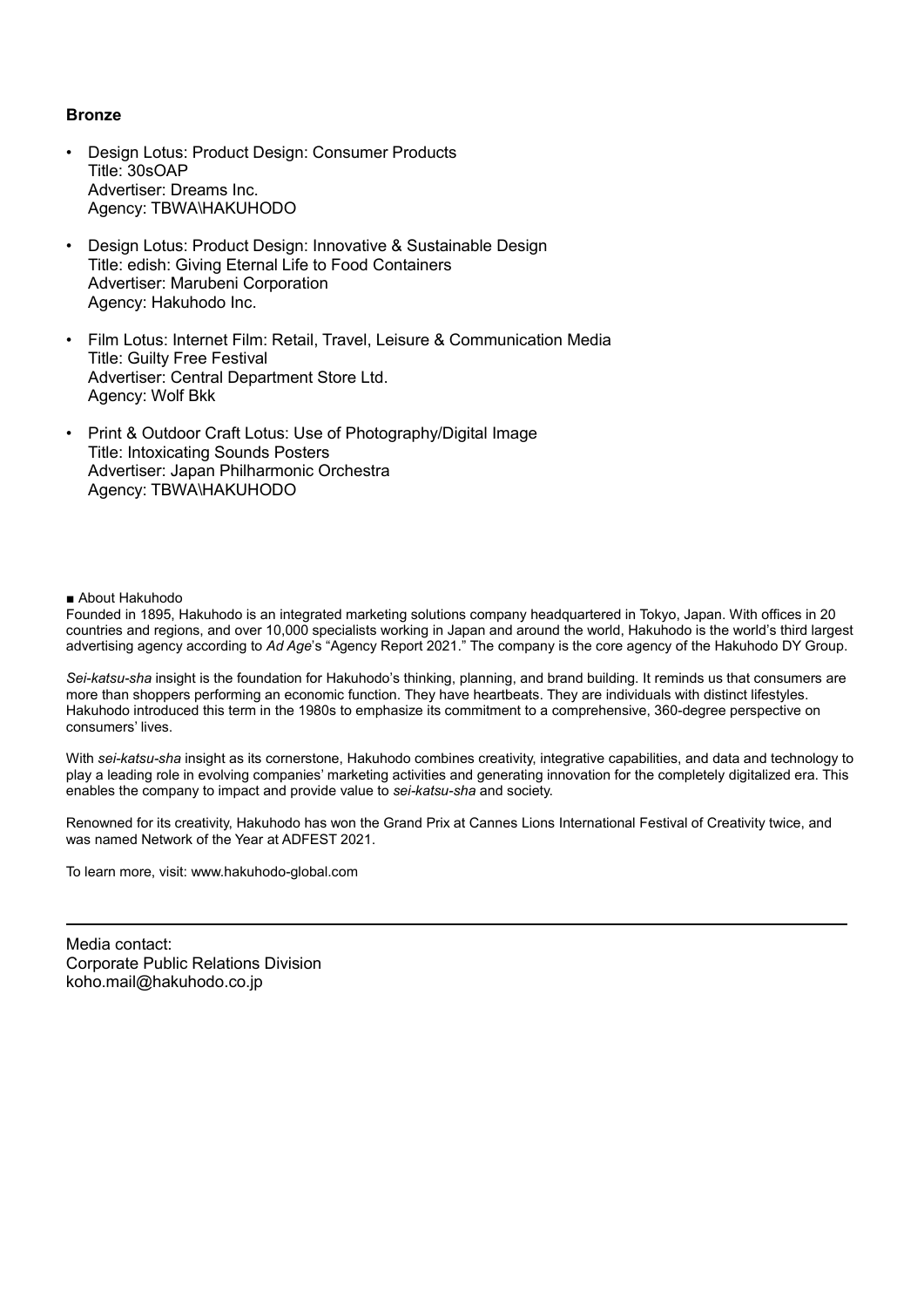**Bronze**

- Design Lotus: Product Design: Consumer Products
  Title: 30sOAP
  Advertiser: Dreams Inc.
  Agency: TBWA\HAKUHODO

- Design Lotus: Product Design: Innovative & Sustainable Design
  Title: edish: Giving Eternal Life to Food Containers
  Advertiser: Marubeni Corporation
  Agency: Hakuhodo Inc.

- Film Lotus: Internet Film: Retail, Travel, Leisure & Communication Media
  Title: Guilty Free Festival
  Advertiser: Central Department Store Ltd.
  Agency: Wolf Bkk

- Print & Outdoor Craft Lotus: Use of Photography/Digital Image
  Title: Intoxicating Sounds Posters
  Advertiser: Japan Philharmonic Orchestra
  Agency: TBWA\HAKUHODO

■ About Hakuhodo

Founded in 1895, Hakuhodo is an integrated marketing solutions company headquartered in Tokyo, Japan. With offices in 20 countries and regions, and over 10,000 specialists working in Japan and around the world, Hakuhodo is the world's third largest advertising agency according to *Ad Age*'s "Agency Report 2021." The company is the core agency of the Hakuhodo DY Group.

*Sei-katsu-sha* insight is the foundation for Hakuhodo's thinking, planning, and brand building. It reminds us that consumers are more than shoppers performing an economic function. They have heartbeats. They are individuals with distinct lifestyles. Hakuhodo introduced this term in the 1980s to emphasize its commitment to a comprehensive, 360-degree perspective on consumers' lives.

With *sei-katsu-sha* insight as its cornerstone, Hakuhodo combines creativity, integrative capabilities, and data and technology to play a leading role in evolving companies' marketing activities and generating innovation for the completely digitalized era. This enables the company to impact and provide value to *sei-katsu-sha* and society.

Renowned for its creativity, Hakuhodo has won the Grand Prix at Cannes Lions International Festival of Creativity twice, and was named Network of the Year at ADFEST 2021.

To learn more, visit: www.hakuhodo-global.com

---

Media contact:
Corporate Public Relations Division
koho.mail@hakuhodo.co.jp